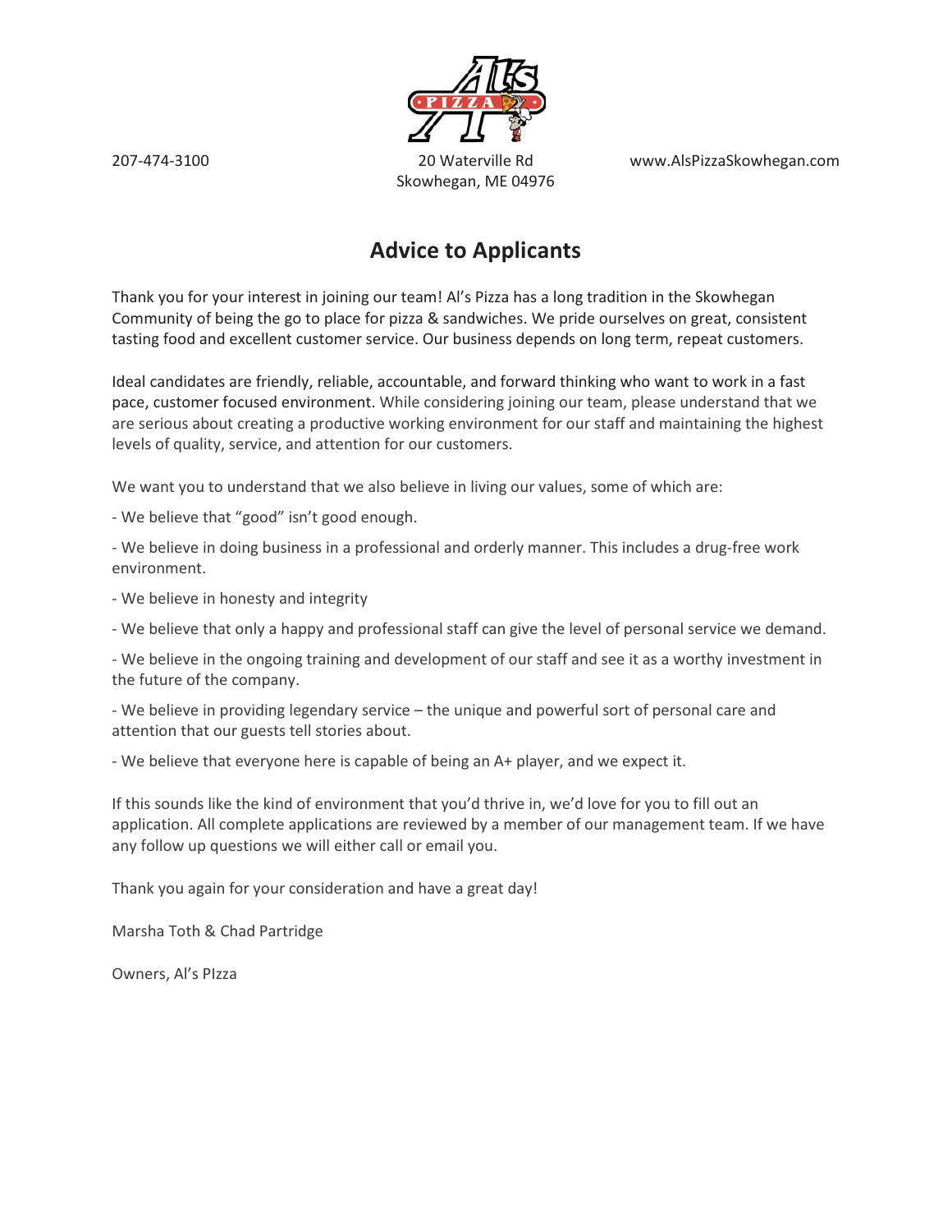207-474-3100

20 Waterville Rd
Skowhegan, ME 04976

www.AlsPizzaSkowhegan.com

# Advice to Applicants

Thank you for your interest in joining our team! Al's Pizza has a long tradition in the Skowhegan Community of being the go to place for pizza & sandwiches. We pride ourselves on great, consistent tasting food and excellent customer service. Our business depends on long term, repeat customers.

Ideal candidates are friendly, reliable, accountable, and forward thinking who want to work in a fast pace, customer focused environment. While considering joining our team, please understand that we are serious about creating a productive working environment for our staff and maintaining the highest levels of quality, service, and attention for our customers.

We want you to understand that we also believe in living our values, some of which are:

- We believe that "good" isn't good enough.
- We believe in doing business in a professional and orderly manner. This includes a drug-free work environment.
- We believe in honesty and integrity
- We believe that only a happy and professional staff can give the level of personal service we demand.
- We believe in the ongoing training and development of our staff and see it as a worthy investment in the future of the company.
- We believe in providing legendary service – the unique and powerful sort of personal care and attention that our guests tell stories about.
- We believe that everyone here is capable of being an A+ player, and we expect it.

If this sounds like the kind of environment that you'd thrive in, we'd love for you to fill out an application. All complete applications are reviewed by a member of our management team. If we have any follow up questions we will either call or email you.

Thank you again for your consideration and have a great day!

Marsha Toth & Chad Partridge

Owners, Al's PIzza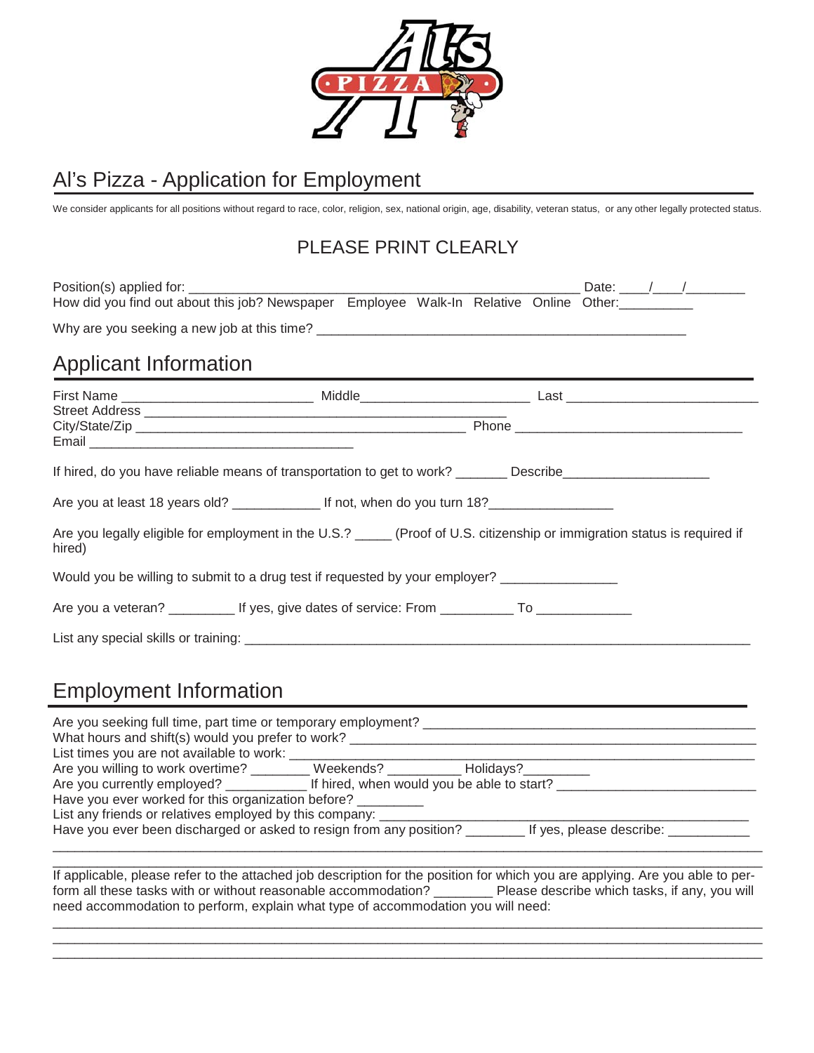# Al's Pizza - Application for Employment

We consider applicants for all positions without regard to race, color, religion, sex, national origin, age, disability, veteran status, or any other legally protected status.

PLEASE PRINT CLEARLY

Position(s) applied for: ______________________________________________________ Date: ____/____/________
How did you find out about this job? Newspaper Employee Walk-In Relative Online Other:__________

Why are you seeking a new job at this time? ___________________________________________________

## Applicant Information

First Name _________________________ Middle_______________________ Last _________________________
Street Address __________________________________________________
City/State/Zip _____________________________________________ Phone _______________________________
Email ____________________________________

If hired, do you have reliable means of transportation to get to work? _______ Describe____________________

Are you at least 18 years old? ____________ If not, when do you turn 18?________________

Are you legally eligible for employment in the U.S.? _____ (Proof of U.S. citizenship or immigration status is required if hired)

Would you be willing to submit to a drug test if requested by your employer? ________________

Are you a veteran? _________ If yes, give dates of service: From __________ To _____________

List any special skills or training: _______________________________________________________________________

## Employment Information

Are you seeking full time, part time or temporary employment? _____________________________________________
What hours and shift(s) would you prefer to work? ________________________________________________________
List times you are not available to work: _____________________________________________________________
Are you willing to work overtime? ________ Weekends? __________ Holidays?_________
Are you currently employed? ___________ If hired, when would you be able to start? ___________________________
Have you ever worked for this organization before? _________
List any friends or relatives employed by this company: ____________________________________________________
Have you ever been discharged or asked to resign from any position? ________ If yes, please describe: ___________
_____________________________________________________________________________________________
_____________________________________________________________________________________________

If applicable, please refer to the attached job description for the position for which you are applying. Are you able to perform all these tasks with or without reasonable accommodation? ________ Please describe which tasks, if any, you will need accommodation to perform, explain what type of accommodation you will need:
_____________________________________________________________________________________________
_____________________________________________________________________________________________
_____________________________________________________________________________________________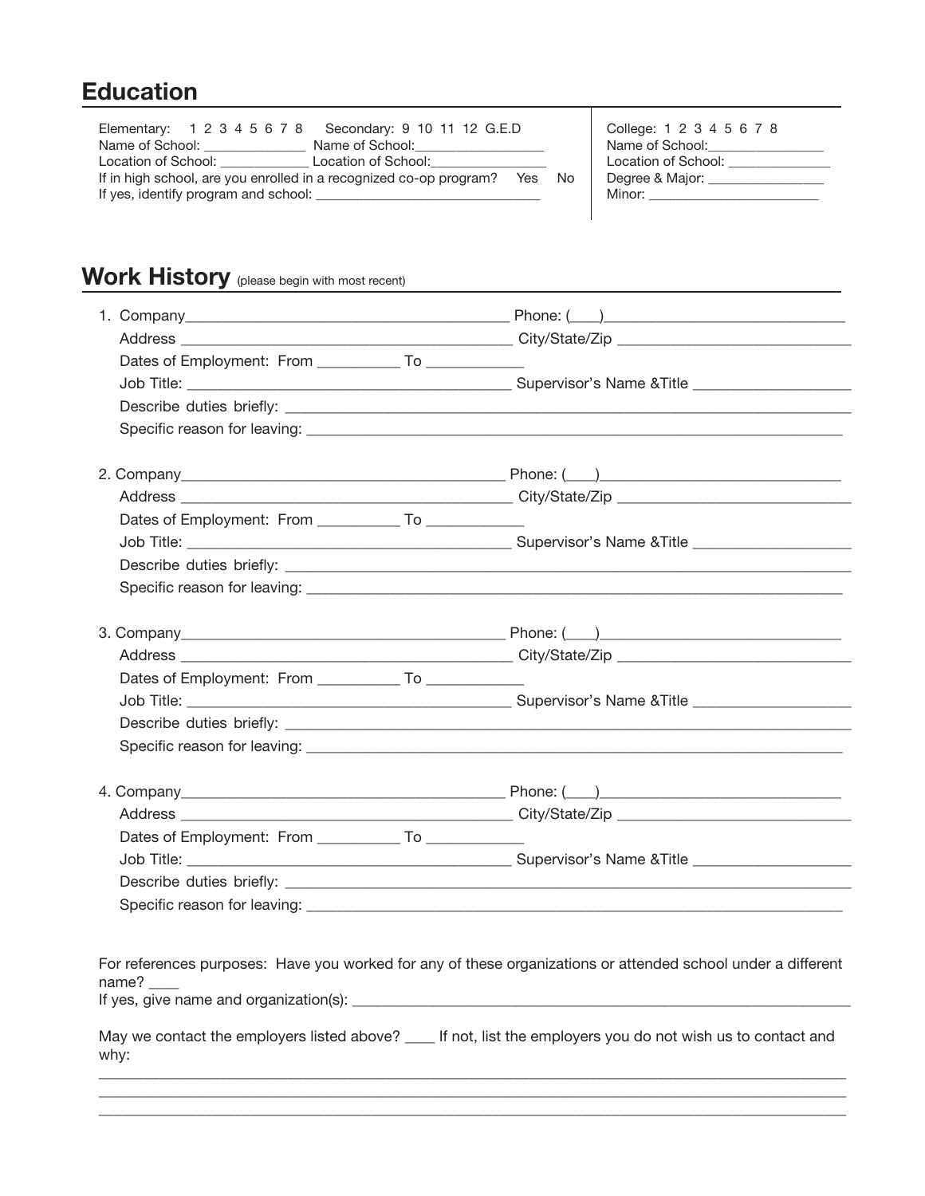## Education

Elementary: 1 2 3 4 5 6 7 8 Secondary: 9 10 11 12 G.E.D
Name of School: _____________ Name of School:_________________
Location of School: ____________ Location of School:_______________
If in high school, are you enrolled in a recognized co-op program? Yes No
If yes, identify program and school: _______________________________

College: 1 2 3 4 5 6 7 8
Name of School:________________
Location of School: ______________
Degree & Major: ________________
Minor: ________________________

## Work History (please begin with most recent)

1. Company_________________________________________ Phone: (___)______________________________
   Address __________________________________________ City/State/Zip ______________________________
   Dates of Employment: From __________ To ____________
   Job Title: _________________________________________ Supervisor's Name &Title ____________________
   Describe duties briefly: _______________________________________________________________________
   Specific reason for leaving: ____________________________________________________________________

2. Company_________________________________________ Phone: (___)______________________________
   Address __________________________________________ City/State/Zip ______________________________
   Dates of Employment: From __________ To ____________
   Job Title: _________________________________________ Supervisor's Name &Title ____________________
   Describe duties briefly: _______________________________________________________________________
   Specific reason for leaving: ____________________________________________________________________

3. Company_________________________________________ Phone: (___)______________________________
   Address __________________________________________ City/State/Zip ______________________________
   Dates of Employment: From __________ To ____________
   Job Title: _________________________________________ Supervisor's Name &Title ____________________
   Describe duties briefly: _______________________________________________________________________
   Specific reason for leaving: ____________________________________________________________________

4. Company_________________________________________ Phone: (___)______________________________
   Address __________________________________________ City/State/Zip ______________________________
   Dates of Employment: From __________ To ____________
   Job Title: _________________________________________ Supervisor's Name &Title ____________________
   Describe duties briefly: _______________________________________________________________________
   Specific reason for leaving: ____________________________________________________________________

For references purposes: Have you worked for any of these organizations or attended school under a different name? ____
If yes, give name and organization(s): _________________________________________________________________

May we contact the employers listed above? ____ If not, list the employers you do not wish us to contact and why:
______________________________________________________________________________________________
______________________________________________________________________________________________
______________________________________________________________________________________________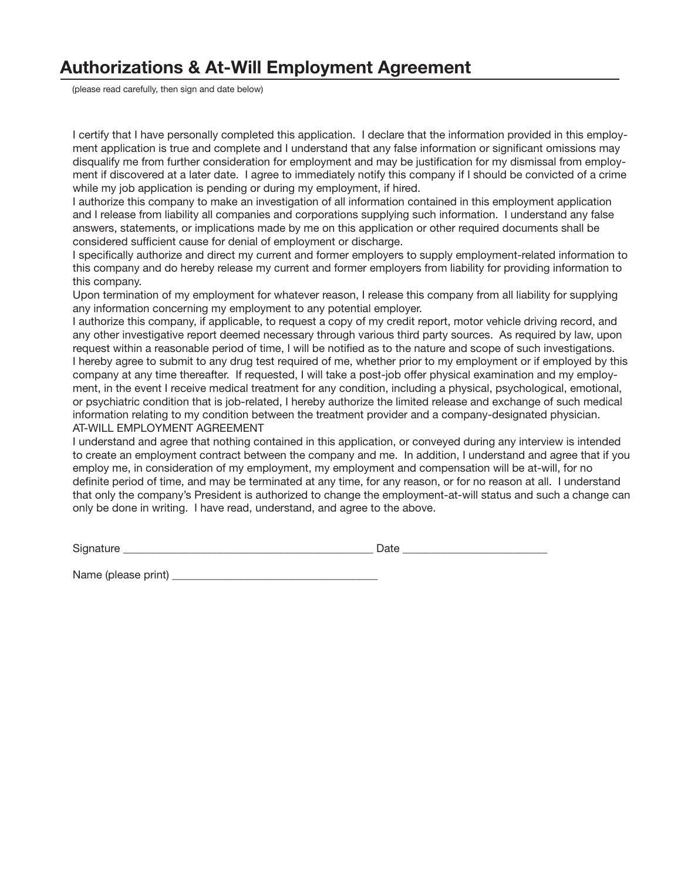## Authorizations & At-Will Employment Agreement

(please read carefully, then sign and date below)

I certify that I have personally completed this application. I declare that the information provided in this employment application is true and complete and I understand that any false information or significant omissions may disqualify me from further consideration for employment and may be justification for my dismissal from employment if discovered at a later date. I agree to immediately notify this company if I should be convicted of a crime while my job application is pending or during my employment, if hired.

I authorize this company to make an investigation of all information contained in this employment application and I release from liability all companies and corporations supplying such information. I understand any false answers, statements, or implications made by me on this application or other required documents shall be considered sufficient cause for denial of employment or discharge.

I specifically authorize and direct my current and former employers to supply employment-related information to this company and do hereby release my current and former employers from liability for providing information to this company.

Upon termination of my employment for whatever reason, I release this company from all liability for supplying any information concerning my employment to any potential employer.

I authorize this company, if applicable, to request a copy of my credit report, motor vehicle driving record, and any other investigative report deemed necessary through various third party sources. As required by law, upon request within a reasonable period of time, I will be notified as to the nature and scope of such investigations.

I hereby agree to submit to any drug test required of me, whether prior to my employment or if employed by this company at any time thereafter. If requested, I will take a post-job offer physical examination and my employment, in the event I receive medical treatment for any condition, including a physical, psychological, emotional, or psychiatric condition that is job-related, I hereby authorize the limited release and exchange of such medical information relating to my condition between the treatment provider and a company-designated physician.

AT-WILL EMPLOYMENT AGREEMENT

I understand and agree that nothing contained in this application, or conveyed during any interview is intended to create an employment contract between the company and me. In addition, I understand and agree that if you employ me, in consideration of my employment, my employment and compensation will be at-will, for no definite period of time, and may be terminated at any time, for any reason, or for no reason at all. I understand that only the company's President is authorized to change the employment-at-will status and such a change can only be done in writing. I have read, understand, and agree to the above.

Signature ___________________________________________ Date _________________________

Name (please print) ____________________________________